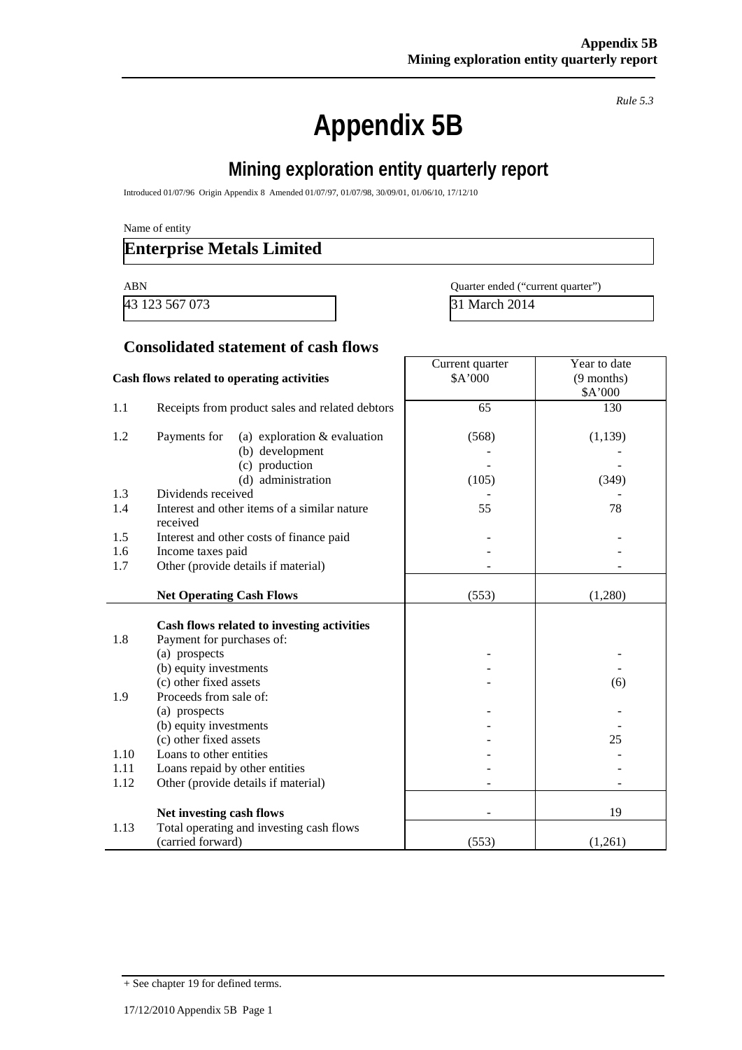*Rule 5.3*

# Appendix 5B

## Mining exploration entity quarterly report

Introduced 01/07/96 Origin Appendix 8 Amended 01/07/97, 01/07/98, 30/09/01, 01/06/10, 17/12/10

Name of entity

**Enterprise Metals Limited**

| ABN | Quarter ended ("current quarter") |
|---|---|
| 43 123 567 073 | 31 March 2014 |

### Consolidated statement of cash flows

| | Cash flows related to operating activities | Current quarter $A'000 | Year to date (9 months) $A'000 |
|---|---|---|---|
| 1.1 | Receipts from product sales and related debtors | 65 | 130 |
| 1.2 | Payments for (a) exploration & evaluation | (568) | (1,139) |
| | (b) development | - | - |
| | (c) production | - | - |
| | (d) administration | (105) | (349) |
| 1.3 | Dividends received | - | - |
| 1.4 | Interest and other items of a similar nature received | 55 | 78 |
| 1.5 | Interest and other costs of finance paid | - | - |
| 1.6 | Income taxes paid | - | - |
| 1.7 | Other (provide details if material) | - | - |
| | **Net Operating Cash Flows** | (553) | (1,280) |
| | **Cash flows related to investing activities** | | |
| 1.8 | Payment for purchases of: | | |
| | (a) prospects | - | - |
| | (b) equity investments | - | - |
| | (c) other fixed assets | - | (6) |
| 1.9 | Proceeds from sale of: | | |
| | (a) prospects | - | - |
| | (b) equity investments | - | - |
| | (c) other fixed assets | - | 25 |
| 1.10 | Loans to other entities | - | - |
| 1.11 | Loans repaid by other entities | - | - |
| 1.12 | Other (provide details if material) | - | - |
| | **Net investing cash flows** | - | 19 |
| 1.13 | Total operating and investing cash flows (carried forward) | (553) | (1,261) |

+ See chapter 19 for defined terms.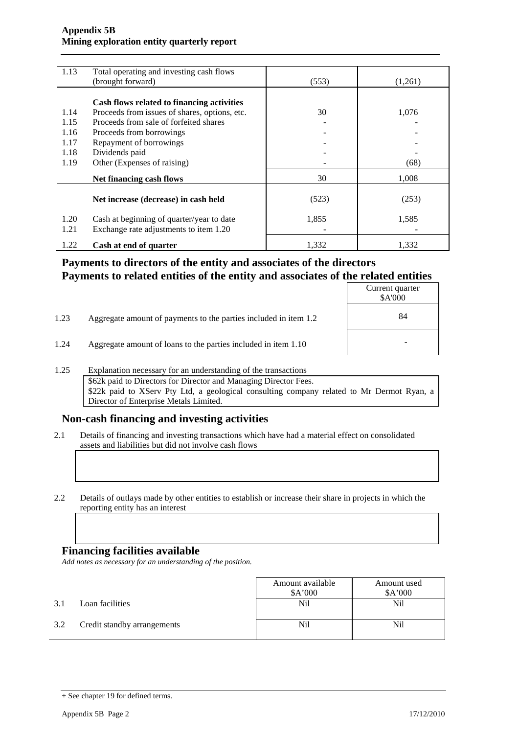| | | | |
|---|---|---|---|
| 1.13 | Total operating and investing cash flows (brought forward) | (553) | (1,261) |
| | **Cash flows related to financing activities** | | |
| 1.14 | Proceeds from issues of shares, options, etc. | 30 | 1,076 |
| 1.15 | Proceeds from sale of forfeited shares | - | - |
| 1.16 | Proceeds from borrowings | - | - |
| 1.17 | Repayment of borrowings | - | - |
| 1.18 | Dividends paid | - | - |
| 1.19 | Other (Expenses of raising) | - | (68) |
| | **Net financing cash flows** | 30 | 1,008 |
| | **Net increase (decrease) in cash held** | (523) | (253) |
| 1.20 | Cash at beginning of quarter/year to date | 1,855 | 1,585 |
| 1.21 | Exchange rate adjustments to item 1.20 | - | - |
| 1.22 | **Cash at end of quarter** | 1,332 | 1,332 |

## Payments to directors of the entity and associates of the directors
## Payments to related entities of the entity and associates of the related entities

| | | Current quarter $A'000 |
|---|---|---|
| 1.23 | Aggregate amount of payments to the parties included in item 1.2 | 84 |
| 1.24 | Aggregate amount of loans to the parties included in item 1.10 | - |

1.25 Explanation necessary for an understanding of the transactions

$62k paid to Directors for Director and Managing Director Fees.
$22k paid to XServ Pty Ltd, a geological consulting company related to Mr Dermot Ryan, a Director of Enterprise Metals Limited.

## Non-cash financing and investing activities

2.1 Details of financing and investing transactions which have had a material effect on consolidated assets and liabilities but did not involve cash flows

2.2 Details of outlays made by other entities to establish or increase their share in projects in which the reporting entity has an interest

## Financing facilities available

*Add notes as necessary for an understanding of the position.*

| | | Amount available $A'000 | Amount used $A'000 |
|---|---|---|---|
| 3.1 | Loan facilities | Nil | Nil |
| 3.2 | Credit standby arrangements | Nil | Nil |

+ See chapter 19 for defined terms.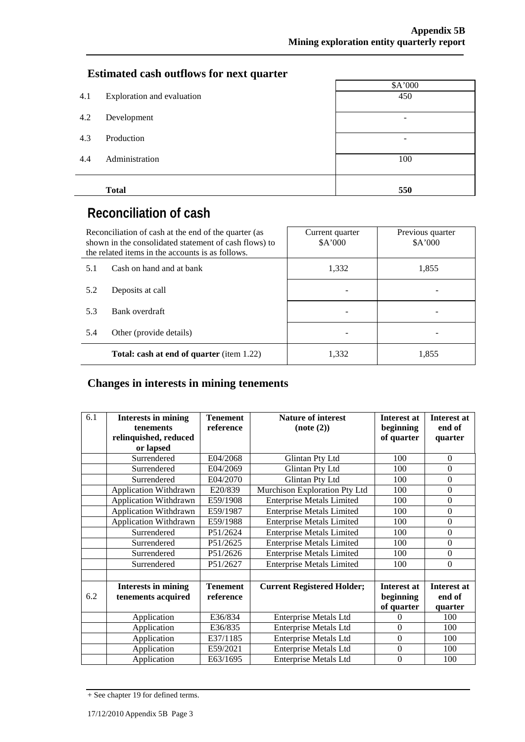## Estimated cash outflows for next quarter

| | | $A'000 |
|---|---|---|
| 4.1 | Exploration and evaluation | 450 |
| 4.2 | Development | - |
| 4.3 | Production | - |
| 4.4 | Administration | 100 |
| | **Total** | **550** |

# Reconciliation of cash

| Reconciliation of cash at the end of the quarter (as shown in the consolidated statement of cash flows) to the related items in the accounts is as follows. | | Current quarter $A'000 | Previous quarter $A'000 |
|---|---|---|---|
| 5.1 | Cash on hand and at bank | 1,332 | 1,855 |
| 5.2 | Deposits at call | - | - |
| 5.3 | Bank overdraft | - | - |
| 5.4 | Other (provide details) | - | - |
| | **Total: cash at end of quarter** (item 1.22) | 1,332 | 1,855 |

## Changes in interests in mining tenements

| 6.1 | **Interests in mining tenements relinquished, reduced or lapsed** | **Tenement reference** | **Nature of interest (note (2))** | **Interest at beginning of quarter** | **Interest at end of quarter** |
|---|---|---|---|---|---|
| | Surrendered | E04/2068 | Glintan Pty Ltd | 100 | 0 |
| | Surrendered | E04/2069 | Glintan Pty Ltd | 100 | 0 |
| | Surrendered | E04/2070 | Glintan Pty Ltd | 100 | 0 |
| | Application Withdrawn | E20/839 | Murchison Exploration Pty Ltd | 100 | 0 |
| | Application Withdrawn | E59/1908 | Enterprise Metals Limited | 100 | 0 |
| | Application Withdrawn | E59/1987 | Enterprise Metals Limited | 100 | 0 |
| | Application Withdrawn | E59/1988 | Enterprise Metals Limited | 100 | 0 |
| | Surrendered | P51/2624 | Enterprise Metals Limited | 100 | 0 |
| | Surrendered | P51/2625 | Enterprise Metals Limited | 100 | 0 |
| | Surrendered | P51/2626 | Enterprise Metals Limited | 100 | 0 |
| | Surrendered | P51/2627 | Enterprise Metals Limited | 100 | 0 |
| | | | | | |
| 6.2 | **Interests in mining tenements acquired** | **Tenement reference** | **Current Registered Holder;** | **Interest at beginning of quarter** | **Interest at end of quarter** |
| | Application | E36/834 | Enterprise Metals Ltd | 0 | 100 |
| | Application | E36/835 | Enterprise Metals Ltd | 0 | 100 |
| | Application | E37/1185 | Enterprise Metals Ltd | 0 | 100 |
| | Application | E59/2021 | Enterprise Metals Ltd | 0 | 100 |
| | Application | E63/1695 | Enterprise Metals Ltd | 0 | 100 |

+ See chapter 19 for defined terms.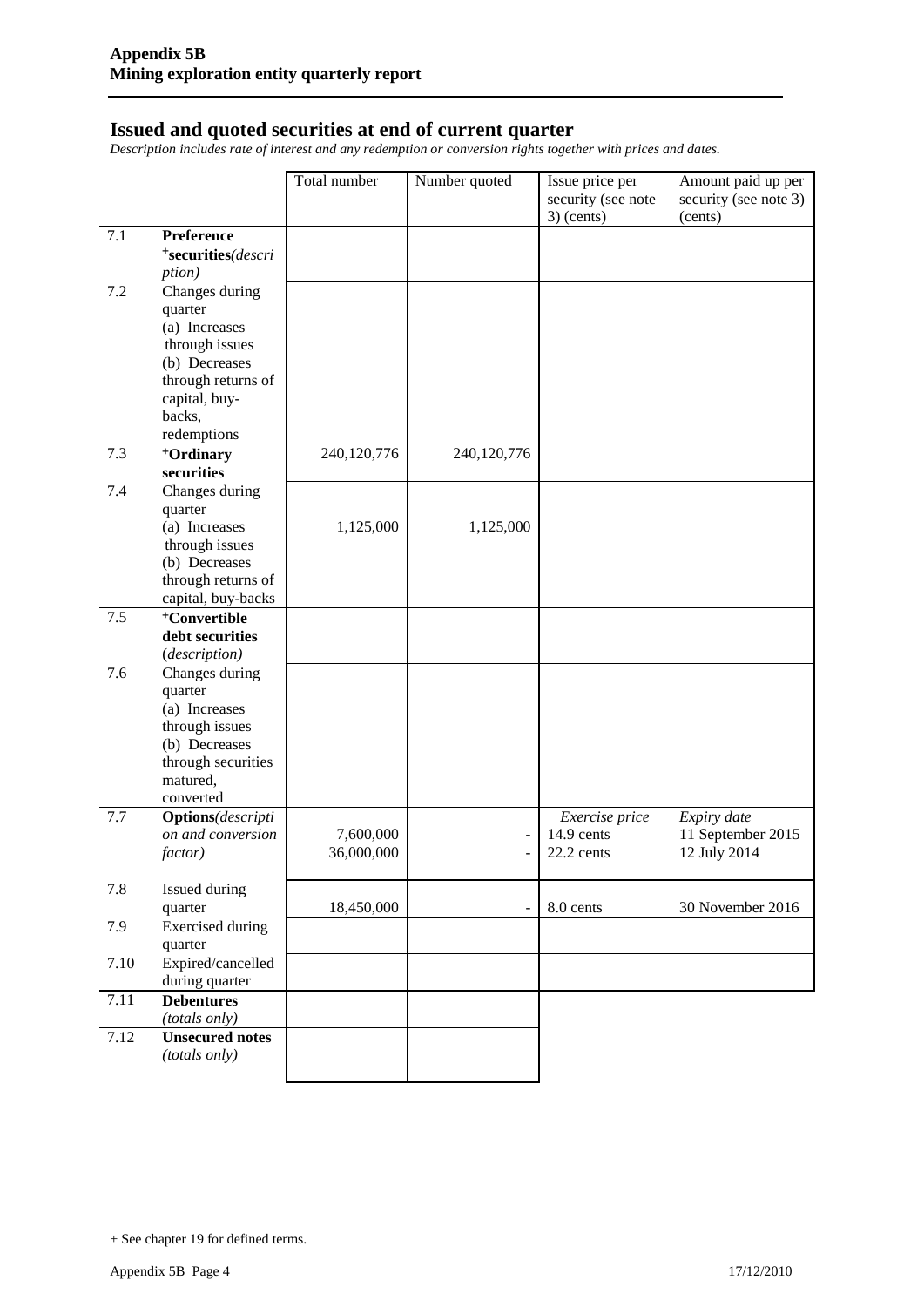**Appendix 5B**
**Mining exploration entity quarterly report**

## Issued and quoted securities at end of current quarter

*Description includes rate of interest and any redemption or conversion rights together with prices and dates.*

| | | Total number | Number quoted | Issue price per security (see note 3) (cents) | Amount paid up per security (see note 3) (cents) |
|---|---|---|---|---|---|
| 7.1 | **Preference** **+securities** *(description)* | | | | |
| 7.2 | Changes during quarter (a) Increases through issues (b) Decreases through returns of capital, buy-backs, redemptions | | | | |
| 7.3 | **+Ordinary securities** | 240,120,776 | 240,120,776 | | |
| 7.4 | Changes during quarter (a) Increases through issues (b) Decreases through returns of capital, buy-backs | 1,125,000 | 1,125,000 | | |
| 7.5 | **+Convertible debt securities** *(description)* | | | | |
| 7.6 | Changes during quarter (a) Increases through issues (b) Decreases through securities matured, converted | | | | |
| 7.7 | **Options** *(description and conversion factor)* | 7,600,000<br>36,000,000 | -<br>- | *Exercise price*<br>14.9 cents<br>22.2 cents | *Expiry date*<br>11 September 2015<br>12 July 2014 |
| 7.8 | Issued during quarter | 18,450,000 | - | 8.0 cents | 30 November 2016 |
| 7.9 | Exercised during quarter | | | | |
| 7.10 | Expired/cancelled during quarter | | | | |
| 7.11 | **Debentures** *(totals only)* | | | | |
| 7.12 | **Unsecured notes** *(totals only)* | | | | |

+ See chapter 19 for defined terms.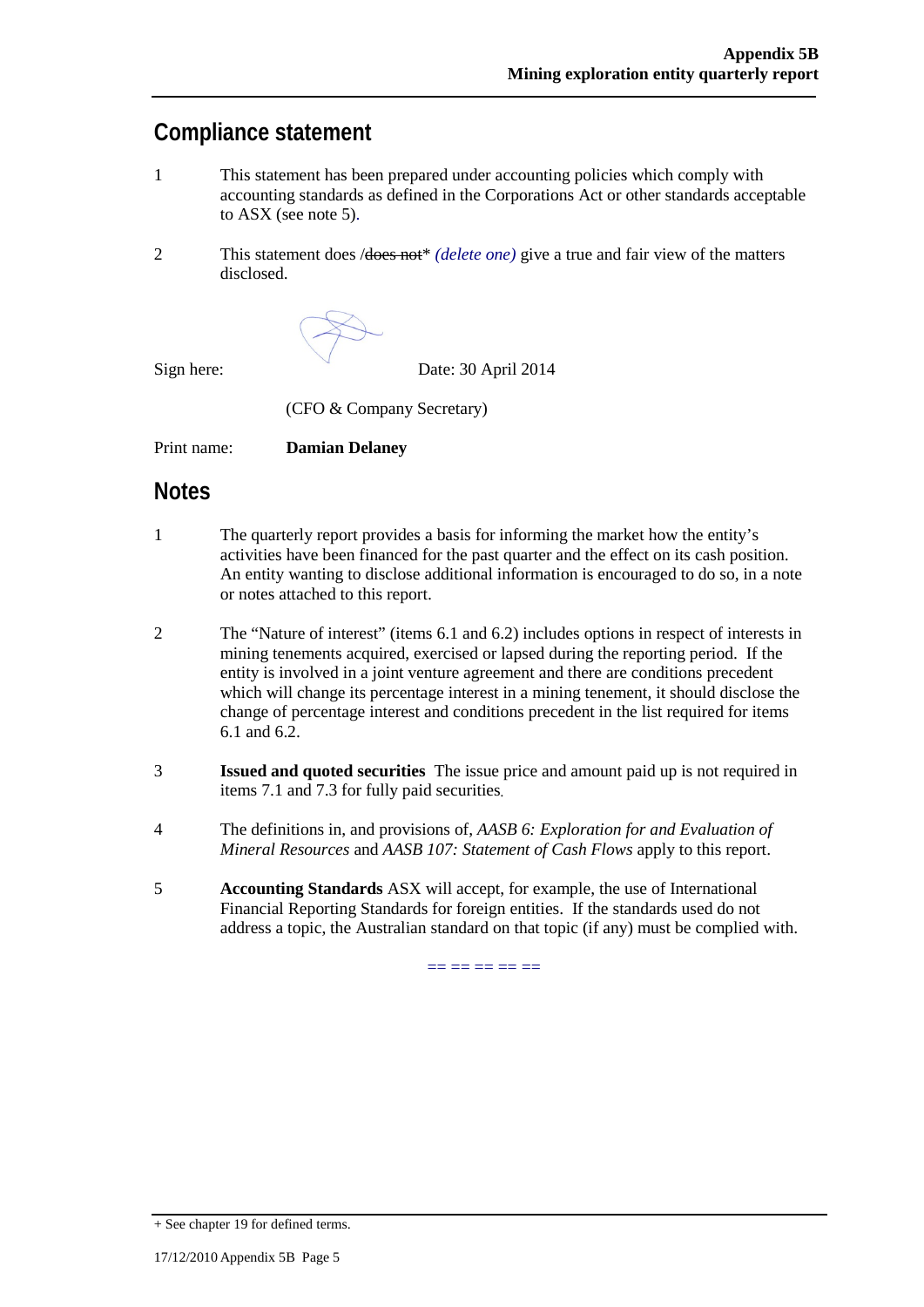## Compliance statement

1. This statement has been prepared under accounting policies which comply with accounting standards as defined in the Corporations Act or other standards acceptable to ASX (see note 5).

2. This statement does /~~does not~~* *(delete one)* give a true and fair view of the matters disclosed.

Sign here: Date: 30 April 2014

(CFO & Company Secretary)

Print name: **Damian Delaney**

## Notes

1. The quarterly report provides a basis for informing the market how the entity's activities have been financed for the past quarter and the effect on its cash position. An entity wanting to disclose additional information is encouraged to do so, in a note or notes attached to this report.

2. The "Nature of interest" (items 6.1 and 6.2) includes options in respect of interests in mining tenements acquired, exercised or lapsed during the reporting period. If the entity is involved in a joint venture agreement and there are conditions precedent which will change its percentage interest in a mining tenement, it should disclose the change of percentage interest and conditions precedent in the list required for items 6.1 and 6.2.

3. **Issued and quoted securities** The issue price and amount paid up is not required in items 7.1 and 7.3 for fully paid securities.

4. The definitions in, and provisions of, *AASB 6: Exploration for and Evaluation of Mineral Resources* and *AASB 107: Statement of Cash Flows* apply to this report.

5. **Accounting Standards** ASX will accept, for example, the use of International Financial Reporting Standards for foreign entities. If the standards used do not address a topic, the Australian standard on that topic (if any) must be complied with.

== == == == ==

+ See chapter 19 for defined terms.